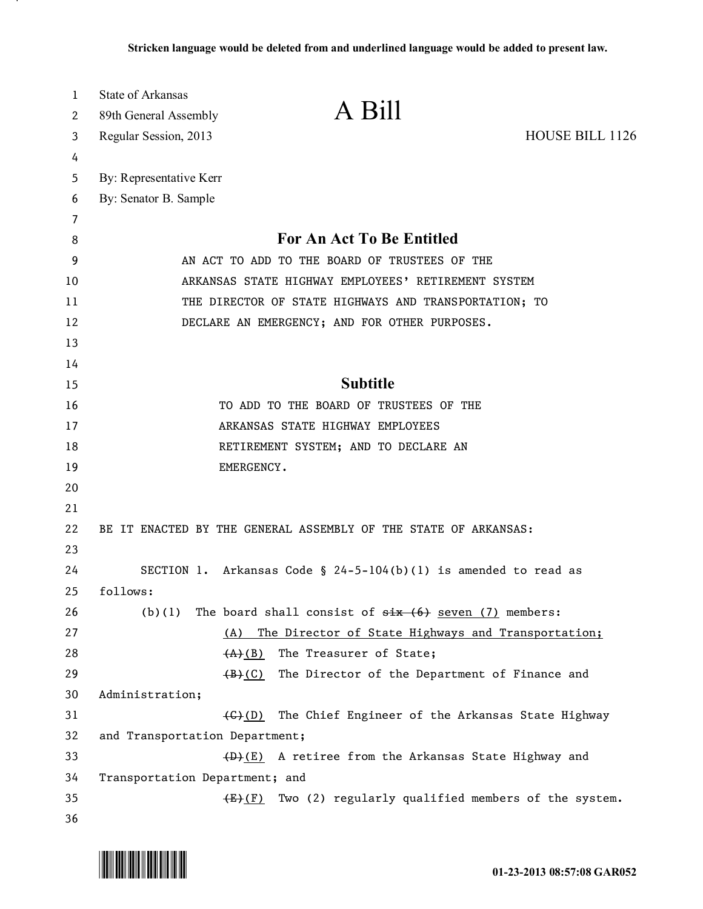Stricken language would be deleted from and underlined language would be added to present law.

State of Arkansas
89th General Assembly
Regular Session, 2013

# A Bill

HOUSE BILL 1126

By: Representative Kerr
By: Senator B. Sample

## For An Act To Be Entitled

AN ACT TO ADD TO THE BOARD OF TRUSTEES OF THE ARKANSAS STATE HIGHWAY EMPLOYEES' RETIREMENT SYSTEM THE DIRECTOR OF STATE HIGHWAYS AND TRANSPORTATION; TO DECLARE AN EMERGENCY; AND FOR OTHER PURPOSES.

## Subtitle

TO ADD TO THE BOARD OF TRUSTEES OF THE ARKANSAS STATE HIGHWAY EMPLOYEES RETIREMENT SYSTEM; AND TO DECLARE AN EMERGENCY.

BE IT ENACTED BY THE GENERAL ASSEMBLY OF THE STATE OF ARKANSAS:

SECTION 1. Arkansas Code § 24-5-104(b)(1) is amended to read as follows:

(b)(1) The board shall consist of ~~six (6)~~ <u>seven (7)</u> members:

<u>(A) The Director of State Highways and Transportation;</u>

~~(A)~~<u>(B)</u> The Treasurer of State;

~~(B)~~<u>(C)</u> The Director of the Department of Finance and Administration;

~~(C)~~<u>(D)</u> The Chief Engineer of the Arkansas State Highway and Transportation Department;

~~(D)~~<u>(E)</u> A retiree from the Arkansas State Highway and Transportation Department; and

~~(E)~~<u>(F)</u> Two (2) regularly qualified members of the system.

01-23-2013 08:57:08 GAR052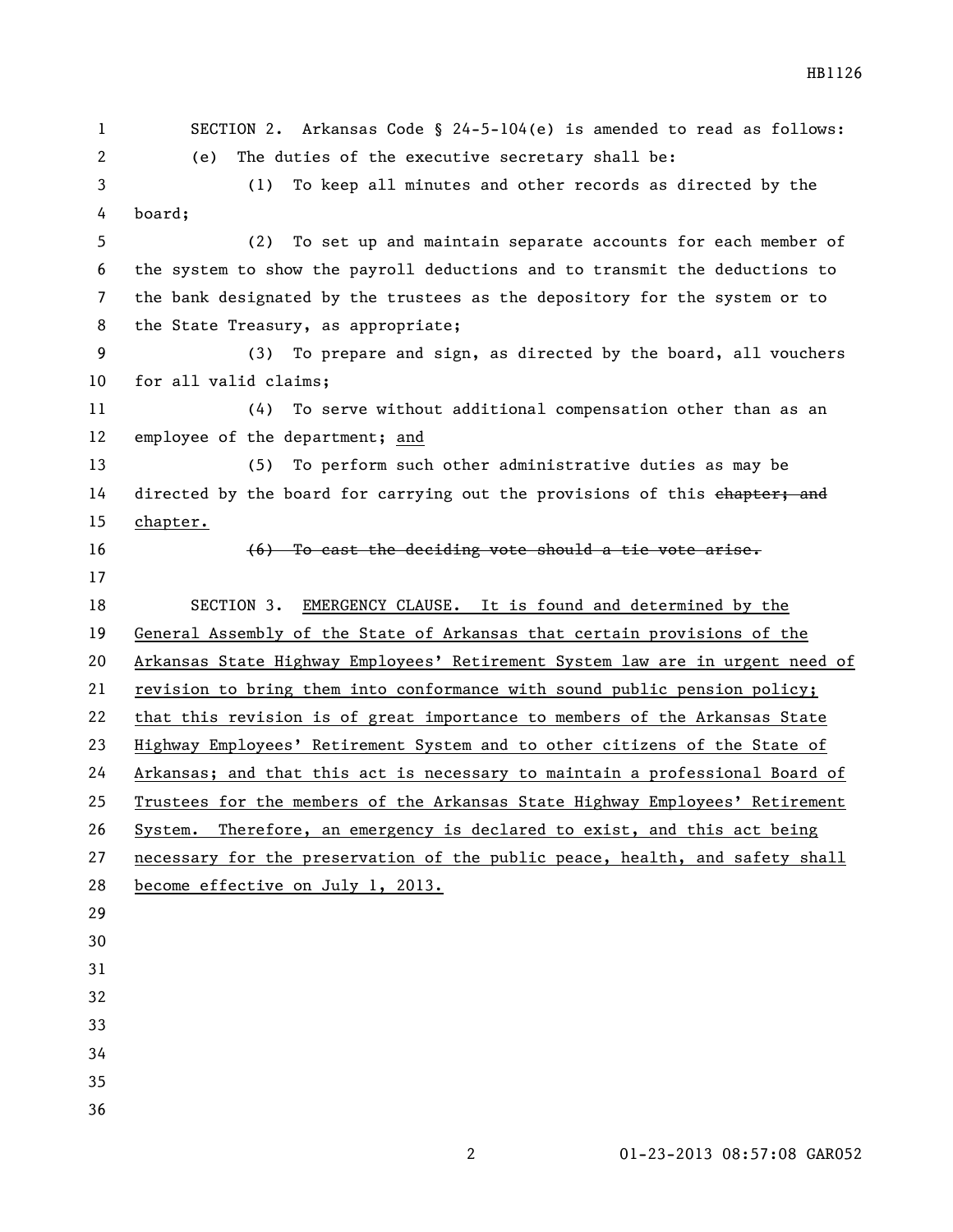SECTION 2. Arkansas Code § 24-5-104(e) is amended to read as follows:

(e) The duties of the executive secretary shall be:

(1) To keep all minutes and other records as directed by the board;

(2) To set up and maintain separate accounts for each member of the system to show the payroll deductions and to transmit the deductions to the bank designated by the trustees as the depository for the system or to the State Treasury, as appropriate;

(3) To prepare and sign, as directed by the board, all vouchers for all valid claims;

(4) To serve without additional compensation other than as an employee of the department; <u>and</u>

(5) To perform such other administrative duties as may be directed by the board for carrying out the provisions of this ~~chapter; and~~ <u>chapter.</u>

~~(6) To cast the deciding vote should a tie vote arise.~~

SECTION 3. <u>EMERGENCY CLAUSE. It is found and determined by the General Assembly of the State of Arkansas that certain provisions of the Arkansas State Highway Employees' Retirement System law are in urgent need of revision to bring them into conformance with sound public pension policy; that this revision is of great importance to members of the Arkansas State Highway Employees' Retirement System and to other citizens of the State of Arkansas; and that this act is necessary to maintain a professional Board of Trustees for the members of the Arkansas State Highway Employees' Retirement System. Therefore, an emergency is declared to exist, and this act being necessary for the preservation of the public peace, health, and safety shall become effective on July 1, 2013.</u>